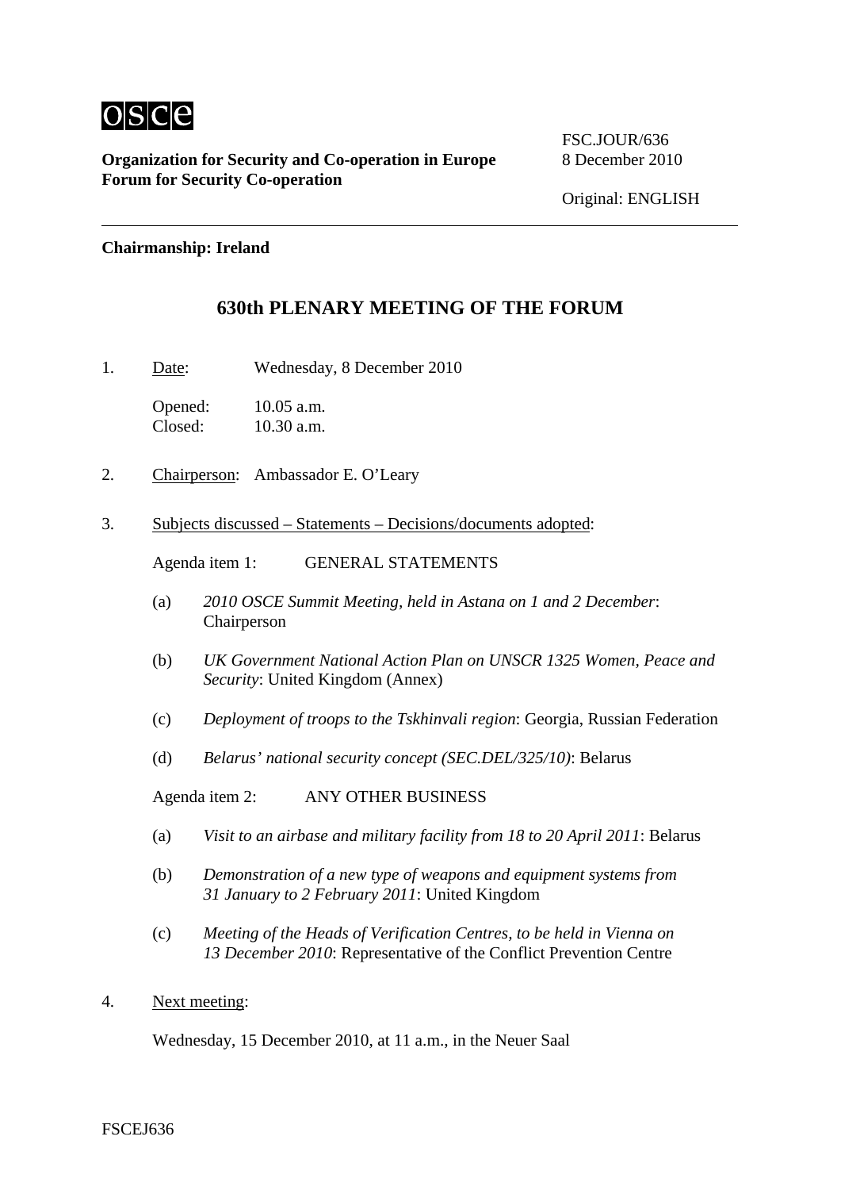**Organization for Security and Co-operation in Europe**
**Forum for Security Co-operation**

FSC.JOUR/636
8 December 2010

Original: ENGLISH

**Chairmanship: Ireland**

## 630th PLENARY MEETING OF THE FORUM

1. Date: Wednesday, 8 December 2010

   Opened: 10.05 a.m.
   Closed: 10.30 a.m.

2. Chairperson: Ambassador E. O'Leary

3. Subjects discussed – Statements – Decisions/documents adopted:

   Agenda item 1: GENERAL STATEMENTS

   (a) *2010 OSCE Summit Meeting, held in Astana on 1 and 2 December*: Chairperson

   (b) *UK Government National Action Plan on UNSCR 1325 Women, Peace and Security*: United Kingdom (Annex)

   (c) *Deployment of troops to the Tskhinvali region*: Georgia, Russian Federation

   (d) *Belarus' national security concept (SEC.DEL/325/10)*: Belarus

   Agenda item 2: ANY OTHER BUSINESS

   (a) *Visit to an airbase and military facility from 18 to 20 April 2011*: Belarus

   (b) *Demonstration of a new type of weapons and equipment systems from 31 January to 2 February 2011*: United Kingdom

   (c) *Meeting of the Heads of Verification Centres, to be held in Vienna on 13 December 2010*: Representative of the Conflict Prevention Centre

4. Next meeting:

   Wednesday, 15 December 2010, at 11 a.m., in the Neuer Saal

FSCEJ636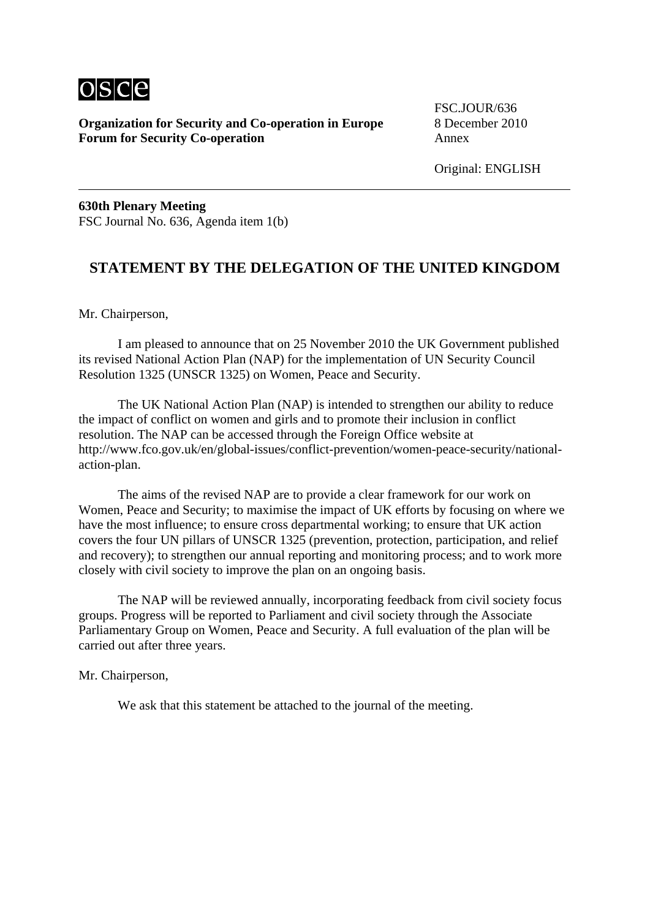**Organization for Security and Co-operation in Europe**
**Forum for Security Co-operation**

FSC.JOUR/636
8 December 2010
Annex

Original: ENGLISH

**630th Plenary Meeting**
FSC Journal No. 636, Agenda item 1(b)

## STATEMENT BY THE DELEGATION OF THE UNITED KINGDOM

Mr. Chairperson,

I am pleased to announce that on 25 November 2010 the UK Government published its revised National Action Plan (NAP) for the implementation of UN Security Council Resolution 1325 (UNSCR 1325) on Women, Peace and Security.

The UK National Action Plan (NAP) is intended to strengthen our ability to reduce the impact of conflict on women and girls and to promote their inclusion in conflict resolution. The NAP can be accessed through the Foreign Office website at http://www.fco.gov.uk/en/global-issues/conflict-prevention/women-peace-security/national-action-plan.

The aims of the revised NAP are to provide a clear framework for our work on Women, Peace and Security; to maximise the impact of UK efforts by focusing on where we have the most influence; to ensure cross departmental working; to ensure that UK action covers the four UN pillars of UNSCR 1325 (prevention, protection, participation, and relief and recovery); to strengthen our annual reporting and monitoring process; and to work more closely with civil society to improve the plan on an ongoing basis.

The NAP will be reviewed annually, incorporating feedback from civil society focus groups. Progress will be reported to Parliament and civil society through the Associate Parliamentary Group on Women, Peace and Security. A full evaluation of the plan will be carried out after three years.

Mr. Chairperson,

We ask that this statement be attached to the journal of the meeting.